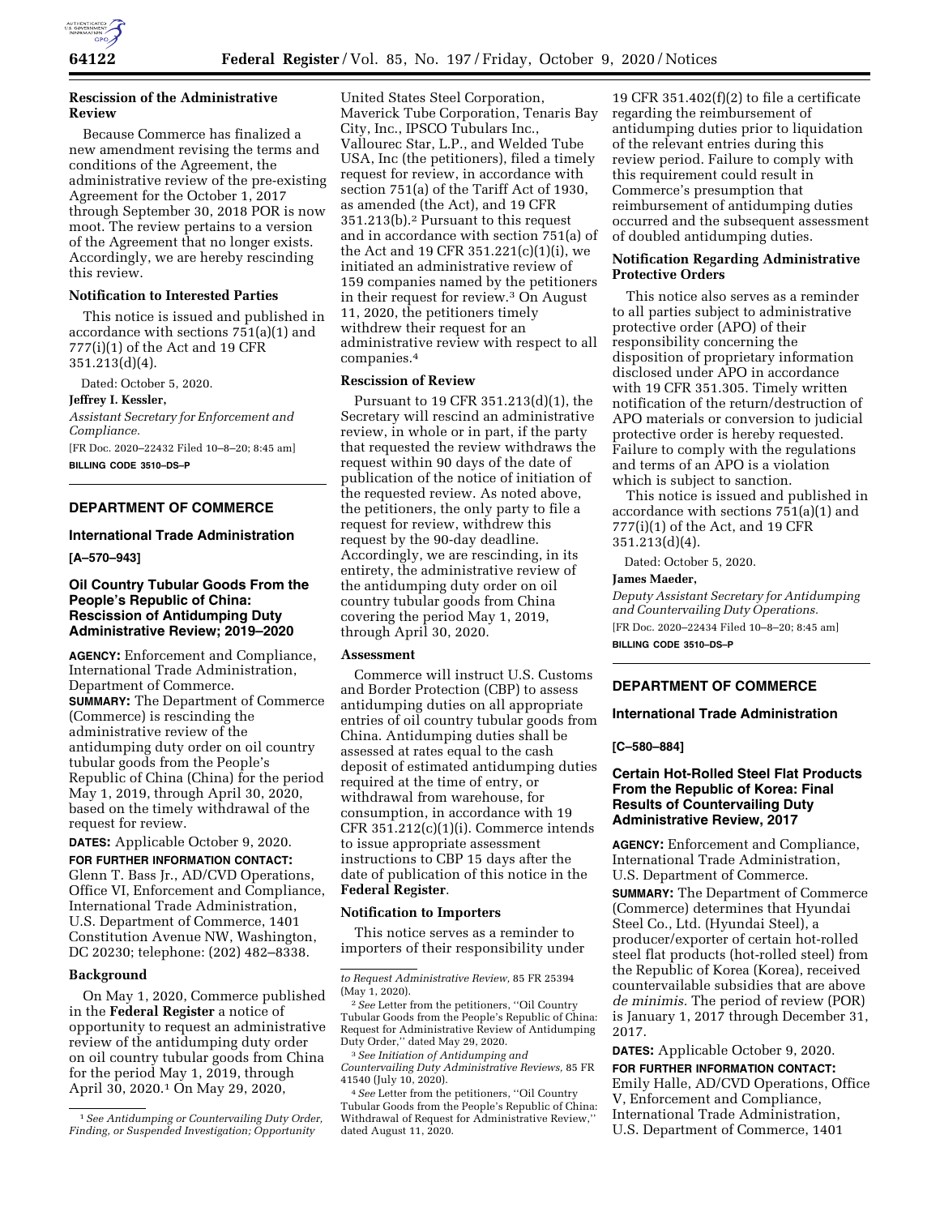**Rescission of the Administrative Review**

Because Commerce has finalized a new amendment revising the terms and conditions of the Agreement, the administrative review of the pre-existing Agreement for the October 1, 2017 through September 30, 2018 POR is now moot. The review pertains to a version of the Agreement that no longer exists. Accordingly, we are hereby rescinding this review.

**Notification to Interested Parties**

This notice is issued and published in accordance with sections 751(a)(1) and 777(i)(1) of the Act and 19 CFR 351.213(d)(4).

Dated: October 5, 2020.

**Jeffrey I. Kessler,**

*Assistant Secretary for Enforcement and Compliance.*

[FR Doc. 2020–22432 Filed 10–8–20; 8:45 am]

**BILLING CODE 3510–DS–P**

---

## DEPARTMENT OF COMMERCE

### International Trade Administration

**[A–570–943]**

### Oil Country Tubular Goods From the People's Republic of China: Rescission of Antidumping Duty Administrative Review; 2019–2020

**AGENCY:** Enforcement and Compliance, International Trade Administration, Department of Commerce.

**SUMMARY:** The Department of Commerce (Commerce) is rescinding the administrative review of the antidumping duty order on oil country tubular goods from the People's Republic of China (China) for the period May 1, 2019, through April 30, 2020, based on the timely withdrawal of the request for review.

**DATES:** Applicable October 9, 2020.

**FOR FURTHER INFORMATION CONTACT:** Glenn T. Bass Jr., AD/CVD Operations, Office VI, Enforcement and Compliance, International Trade Administration, U.S. Department of Commerce, 1401 Constitution Avenue NW, Washington, DC 20230; telephone: (202) 482–8338.

**Background**

On May 1, 2020, Commerce published in the **Federal Register** a notice of opportunity to request an administrative review of the antidumping duty order on oil country tubular goods from China for the period May 1, 2019, through April 30, 2020.[1] On May 29, 2020, United States Steel Corporation, Maverick Tube Corporation, Tenaris Bay City, Inc., IPSCO Tubulars Inc., Vallourec Star, L.P., and Welded Tube USA, Inc (the petitioners), filed a timely request for review, in accordance with section 751(a) of the Tariff Act of 1930, as amended (the Act), and 19 CFR 351.213(b).[2] Pursuant to this request and in accordance with section 751(a) of the Act and 19 CFR 351.221(c)(1)(i), we initiated an administrative review of 159 companies named by the petitioners in their request for review.[3] On August 11, 2020, the petitioners timely withdrew their request for an administrative review with respect to all companies.[4]

**Rescission of Review**

Pursuant to 19 CFR 351.213(d)(1), the Secretary will rescind an administrative review, in whole or in part, if the party that requested the review withdraws the request within 90 days of the date of publication of the notice of initiation of the requested review. As noted above, the petitioners, the only party to file a request for review, withdrew this request by the 90-day deadline. Accordingly, we are rescinding, in its entirety, the administrative review of the antidumping duty order on oil country tubular goods from China covering the period May 1, 2019, through April 30, 2020.

**Assessment**

Commerce will instruct U.S. Customs and Border Protection (CBP) to assess antidumping duties on all appropriate entries of oil country tubular goods from China. Antidumping duties shall be assessed at rates equal to the cash deposit of estimated antidumping duties required at the time of entry, or withdrawal from warehouse, for consumption, in accordance with 19 CFR 351.212(c)(1)(i). Commerce intends to issue appropriate assessment instructions to CBP 15 days after the date of publication of this notice in the **Federal Register**.

**Notification to Importers**

This notice serves as a reminder to importers of their responsibility under 19 CFR 351.402(f)(2) to file a certificate regarding the reimbursement of antidumping duties prior to liquidation of the relevant entries during this review period. Failure to comply with this requirement could result in Commerce's presumption that reimbursement of antidumping duties occurred and the subsequent assessment of doubled antidumping duties.

**Notification Regarding Administrative Protective Orders**

This notice also serves as a reminder to all parties subject to administrative protective order (APO) of their responsibility concerning the disposition of proprietary information disclosed under APO in accordance with 19 CFR 351.305. Timely written notification of the return/destruction of APO materials or conversion to judicial protective order is hereby requested. Failure to comply with the regulations and terms of an APO is a violation which is subject to sanction.

This notice is issued and published in accordance with sections 751(a)(1) and 777(i)(1) of the Act, and 19 CFR 351.213(d)(4).

Dated: October 5, 2020.

**James Maeder,**

*Deputy Assistant Secretary for Antidumping and Countervailing Duty Operations.*

[FR Doc. 2020–22434 Filed 10–8–20; 8:45 am]

**BILLING CODE 3510–DS–P**

[1] *See Antidumping or Countervailing Duty Order, Finding, or Suspended Investigation; Opportunity to Request Administrative Review,* 85 FR 25394 (May 1, 2020).

[2] *See* Letter from the petitioners, "Oil Country Tubular Goods from the People's Republic of China: Request for Administrative Review of Antidumping Duty Order," dated May 29, 2020.

[3] *See Initiation of Antidumping and Countervailing Duty Administrative Reviews,* 85 FR 41540 (July 10, 2020).

[4] *See* Letter from the petitioners, "Oil Country Tubular Goods from the People's Republic of China: Withdrawal of Request for Administrative Review," dated August 11, 2020.

---

## DEPARTMENT OF COMMERCE

### International Trade Administration

**[C–580–884]**

### Certain Hot-Rolled Steel Flat Products From the Republic of Korea: Final Results of Countervailing Duty Administrative Review, 2017

**AGENCY:** Enforcement and Compliance, International Trade Administration, U.S. Department of Commerce.

**SUMMARY:** The Department of Commerce (Commerce) determines that Hyundai Steel Co., Ltd. (Hyundai Steel), a producer/exporter of certain hot-rolled steel flat products (hot-rolled steel) from the Republic of Korea (Korea), received countervailable subsidies that are above *de minimis.* The period of review (POR) is January 1, 2017 through December 31, 2017.

**DATES:** Applicable October 9, 2020.

**FOR FURTHER INFORMATION CONTACT:** Emily Halle, AD/CVD Operations, Office V, Enforcement and Compliance, International Trade Administration, U.S. Department of Commerce, 1401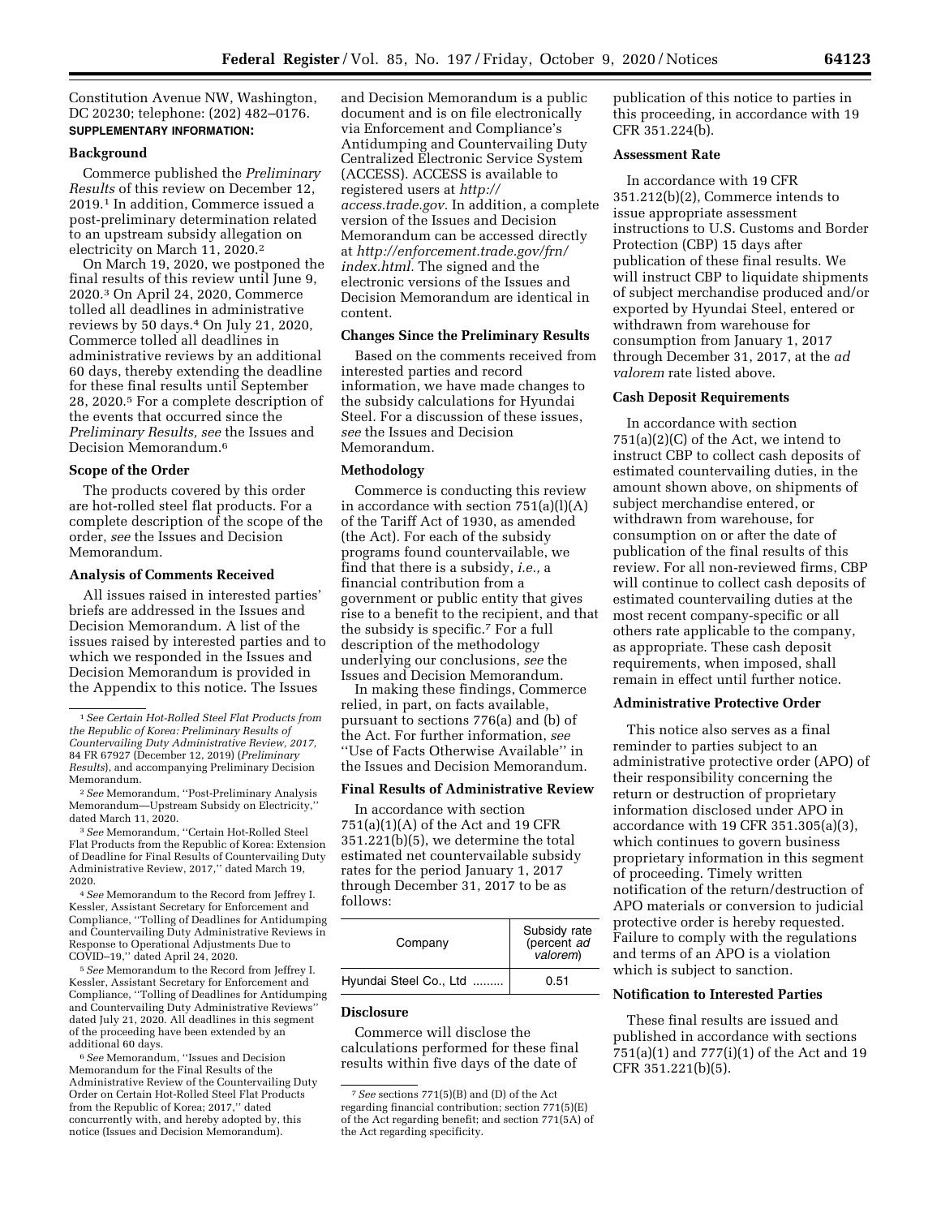Constitution Avenue NW, Washington, DC 20230; telephone: (202) 482–0176.

**SUPPLEMENTARY INFORMATION:**

**Background**

Commerce published the *Preliminary Results* of this review on December 12, 2019.[1] In addition, Commerce issued a post-preliminary determination related to an upstream subsidy allegation on electricity on March 11, 2020.[2]

On March 19, 2020, we postponed the final results of this review until June 9, 2020.[3] On April 24, 2020, Commerce tolled all deadlines in administrative reviews by 50 days.[4] On July 21, 2020, Commerce tolled all deadlines in administrative reviews by an additional 60 days, thereby extending the deadline for these final results until September 28, 2020.[5] For a complete description of the events that occurred since the *Preliminary Results, see* the Issues and Decision Memorandum.[6]

**Scope of the Order**

The products covered by this order are hot-rolled steel flat products. For a complete description of the scope of the order, *see* the Issues and Decision Memorandum.

**Analysis of Comments Received**

All issues raised in interested parties' briefs are addressed in the Issues and Decision Memorandum. A list of the issues raised by interested parties and to which we responded in the Issues and Decision Memorandum is provided in the Appendix to this notice. The Issues and Decision Memorandum is a public document and is on file electronically via Enforcement and Compliance's Antidumping and Countervailing Duty Centralized Electronic Service System (ACCESS). ACCESS is available to registered users at *http://access.trade.gov*. In addition, a complete version of the Issues and Decision Memorandum can be accessed directly at *http://enforcement.trade.gov/frn/index.html.* The signed and the electronic versions of the Issues and Decision Memorandum are identical in content.

**Changes Since the Preliminary Results**

Based on the comments received from interested parties and record information, we have made changes to the subsidy calculations for Hyundai Steel. For a discussion of these issues, *see* the Issues and Decision Memorandum.

**Methodology**

Commerce is conducting this review in accordance with section 751(a)(l)(A) of the Tariff Act of 1930, as amended (the Act). For each of the subsidy programs found countervailable, we find that there is a subsidy, *i.e.,* a financial contribution from a government or public entity that gives rise to a benefit to the recipient, and that the subsidy is specific.[7] For a full description of the methodology underlying our conclusions, *see* the Issues and Decision Memorandum.

In making these findings, Commerce relied, in part, on facts available, pursuant to sections 776(a) and (b) of the Act. For further information, *see* "Use of Facts Otherwise Available" in the Issues and Decision Memorandum.

**Final Results of Administrative Review**

In accordance with section 751(a)(1)(A) of the Act and 19 CFR 351.221(b)(5), we determine the total estimated net countervailable subsidy rates for the period January 1, 2017 through December 31, 2017 to be as follows:

| Company | Subsidy rate (percent *ad valorem*) |
|---|---|
| Hyundai Steel Co., Ltd ......... | 0.51 |

**Disclosure**

Commerce will disclose the calculations performed for these final results within five days of the date of publication of this notice to parties in this proceeding, in accordance with 19 CFR 351.224(b).

**Assessment Rate**

In accordance with 19 CFR 351.212(b)(2), Commerce intends to issue appropriate assessment instructions to U.S. Customs and Border Protection (CBP) 15 days after publication of these final results. We will instruct CBP to liquidate shipments of subject merchandise produced and/or exported by Hyundai Steel, entered or withdrawn from warehouse for consumption from January 1, 2017 through December 31, 2017, at the *ad valorem* rate listed above.

**Cash Deposit Requirements**

In accordance with section 751(a)(2)(C) of the Act, we intend to instruct CBP to collect cash deposits of estimated countervailing duties, in the amount shown above, on shipments of subject merchandise entered, or withdrawn from warehouse, for consumption on or after the date of publication of the final results of this review. For all non-reviewed firms, CBP will continue to collect cash deposits of estimated countervailing duties at the most recent company-specific or all others rate applicable to the company, as appropriate. These cash deposit requirements, when imposed, shall remain in effect until further notice.

**Administrative Protective Order**

This notice also serves as a final reminder to parties subject to an administrative protective order (APO) of their responsibility concerning the return or destruction of proprietary information disclosed under APO in accordance with 19 CFR 351.305(a)(3), which continues to govern business proprietary information in this segment of proceeding. Timely written notification of the return/destruction of APO materials or conversion to judicial protective order is hereby requested. Failure to comply with the regulations and terms of an APO is a violation which is subject to sanction.

**Notification to Interested Parties**

These final results are issued and published in accordance with sections 751(a)(1) and 777(i)(1) of the Act and 19 CFR 351.221(b)(5).

---

[1] *See Certain Hot-Rolled Steel Flat Products from the Republic of Korea: Preliminary Results of Countervailing Duty Administrative Review, 2017,* 84 FR 67927 (December 12, 2019) (*Preliminary Results*), and accompanying Preliminary Decision Memorandum.

[2] *See* Memorandum, "Post-Preliminary Analysis Memorandum—Upstream Subsidy on Electricity," dated March 11, 2020.

[3] *See* Memorandum, "Certain Hot-Rolled Steel Flat Products from the Republic of Korea: Extension of Deadline for Final Results of Countervailing Duty Administrative Review, 2017," dated March 19, 2020.

[4] *See* Memorandum to the Record from Jeffrey I. Kessler, Assistant Secretary for Enforcement and Compliance, "Tolling of Deadlines for Antidumping and Countervailing Duty Administrative Reviews in Response to Operational Adjustments Due to COVID–19," dated April 24, 2020.

[5] *See* Memorandum to the Record from Jeffrey I. Kessler, Assistant Secretary for Enforcement and Compliance, "Tolling of Deadlines for Antidumping and Countervailing Duty Administrative Reviews" dated July 21, 2020. All deadlines in this segment of the proceeding have been extended by an additional 60 days.

[6] *See* Memorandum, "Issues and Decision Memorandum for the Final Results of the Administrative Review of the Countervailing Duty Order on Certain Hot-Rolled Steel Flat Products from the Republic of Korea; 2017," dated concurrently with, and hereby adopted by, this notice (Issues and Decision Memorandum).

[7] *See* sections 771(5)(B) and (D) of the Act regarding financial contribution; section 771(5)(E) of the Act regarding benefit; and section 771(5A) of the Act regarding specificity.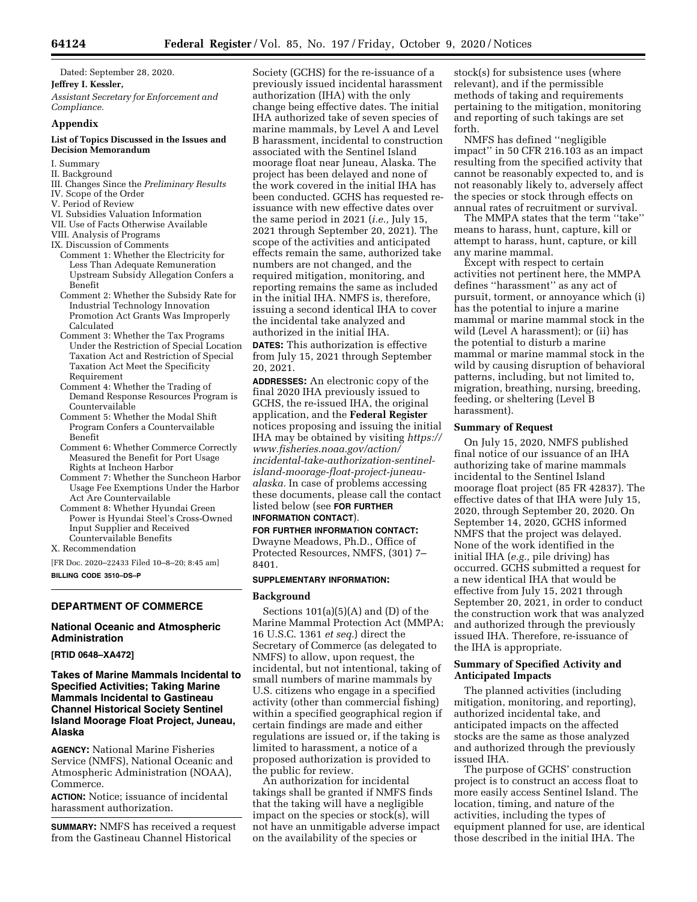Dated: September 28, 2020.

**Jeffrey I. Kessler,**

*Assistant Secretary for Enforcement and Compliance.*

## Appendix

### List of Topics Discussed in the Issues and Decision Memorandum

I. Summary
II. Background
III. Changes Since the *Preliminary Results*
IV. Scope of the Order
V. Period of Review
VI. Subsidies Valuation Information
VII. Use of Facts Otherwise Available
VIII. Analysis of Programs
IX. Discussion of Comments
 Comment 1: Whether the Electricity for Less Than Adequate Remuneration Upstream Subsidy Allegation Confers a Benefit
 Comment 2: Whether the Subsidy Rate for Industrial Technology Innovation Promotion Act Grants Was Improperly Calculated
 Comment 3: Whether the Tax Programs Under the Restriction of Special Location Taxation Act and Restriction of Special Taxation Act Meet the Specificity Requirement
 Comment 4: Whether the Trading of Demand Response Resources Program is Countervailable
 Comment 5: Whether the Modal Shift Program Confers a Countervailable Benefit
 Comment 6: Whether Commerce Correctly Measured the Benefit for Port Usage Rights at Incheon Harbor
 Comment 7: Whether the Suncheon Harbor Usage Fee Exemptions Under the Harbor Act Are Countervailable
 Comment 8: Whether Hyundai Green Power is Hyundai Steel's Cross-Owned Input Supplier and Received Countervailable Benefits
X. Recommendation

[FR Doc. 2020–22433 Filed 10–8–20; 8:45 am]

**BILLING CODE 3510–DS–P**

---

## DEPARTMENT OF COMMERCE

### National Oceanic and Atmospheric Administration

**[RTID 0648–XA472]**

### Takes of Marine Mammals Incidental to Specified Activities; Taking Marine Mammals Incidental to Gastineau Channel Historical Society Sentinel Island Moorage Float Project, Juneau, Alaska

**AGENCY:** National Marine Fisheries Service (NMFS), National Oceanic and Atmospheric Administration (NOAA), Commerce.

**ACTION:** Notice; issuance of incidental harassment authorization.

**SUMMARY:** NMFS has received a request from the Gastineau Channel Historical Society (GCHS) for the re-issuance of a previously issued incidental harassment authorization (IHA) with the only change being effective dates. The initial IHA authorized take of seven species of marine mammals, by Level A and Level B harassment, incidental to construction associated with the Sentinel Island moorage float near Juneau, Alaska. The project has been delayed and none of the work covered in the initial IHA has been conducted. GCHS has requested re-issuance with new effective dates over the same period in 2021 (*i.e.,* July 15, 2021 through September 20, 2021). The scope of the activities and anticipated effects remain the same, authorized take numbers are not changed, and the required mitigation, monitoring, and reporting remains the same as included in the initial IHA. NMFS is, therefore, issuing a second identical IHA to cover the incidental take analyzed and authorized in the initial IHA.

**DATES:** This authorization is effective from July 15, 2021 through September 20, 2021.

**ADDRESSES:** An electronic copy of the final 2020 IHA previously issued to GCHS, the re-issued IHA, the original application, and the **Federal Register** notices proposing and issuing the initial IHA may be obtained by visiting *https://www.fisheries.noaa.gov/action/incidental-take-authorization-sentinel-island-moorage-float-project-juneau-alaska.* In case of problems accessing these documents, please call the contact listed below (see **FOR FURTHER INFORMATION CONTACT**).

**FOR FURTHER INFORMATION CONTACT:** Dwayne Meadows, Ph.D., Office of Protected Resources, NMFS, (301) 7–8401.

**SUPPLEMENTARY INFORMATION:**

### Background

Sections 101(a)(5)(A) and (D) of the Marine Mammal Protection Act (MMPA; 16 U.S.C. 1361 *et seq.*) direct the Secretary of Commerce (as delegated to NMFS) to allow, upon request, the incidental, but not intentional, taking of small numbers of marine mammals by U.S. citizens who engage in a specified activity (other than commercial fishing) within a specified geographical region if certain findings are made and either regulations are issued or, if the taking is limited to harassment, a notice of a proposed authorization is provided to the public for review.

An authorization for incidental takings shall be granted if NMFS finds that the taking will have a negligible impact on the species or stock(s), will not have an unmitigable adverse impact on the availability of the species or stock(s) for subsistence uses (where relevant), and if the permissible methods of taking and requirements pertaining to the mitigation, monitoring and reporting of such takings are set forth.

NMFS has defined ''negligible impact'' in 50 CFR 216.103 as an impact resulting from the specified activity that cannot be reasonably expected to, and is not reasonably likely to, adversely affect the species or stock through effects on annual rates of recruitment or survival.

The MMPA states that the term ''take'' means to harass, hunt, capture, kill or attempt to harass, hunt, capture, or kill any marine mammal.

Except with respect to certain activities not pertinent here, the MMPA defines ''harassment'' as any act of pursuit, torment, or annoyance which (i) has the potential to injure a marine mammal or marine mammal stock in the wild (Level A harassment); or (ii) has the potential to disturb a marine mammal or marine mammal stock in the wild by causing disruption of behavioral patterns, including, but not limited to, migration, breathing, nursing, breeding, feeding, or sheltering (Level B harassment).

### Summary of Request

On July 15, 2020, NMFS published final notice of our issuance of an IHA authorizing take of marine mammals incidental to the Sentinel Island moorage float project (85 FR 42837). The effective dates of that IHA were July 15, 2020, through September 20, 2020. On September 14, 2020, GCHS informed NMFS that the project was delayed. None of the work identified in the initial IHA (*e.g.,* pile driving) has occurred. GCHS submitted a request for a new identical IHA that would be effective from July 15, 2021 through September 20, 2021, in order to conduct the construction work that was analyzed and authorized through the previously issued IHA. Therefore, re-issuance of the IHA is appropriate.

### Summary of Specified Activity and Anticipated Impacts

The planned activities (including mitigation, monitoring, and reporting), authorized incidental take, and anticipated impacts on the affected stocks are the same as those analyzed and authorized through the previously issued IHA.

The purpose of GCHS' construction project is to construct an access float to more easily access Sentinel Island. The location, timing, and nature of the activities, including the types of equipment planned for use, are identical those described in the initial IHA. The